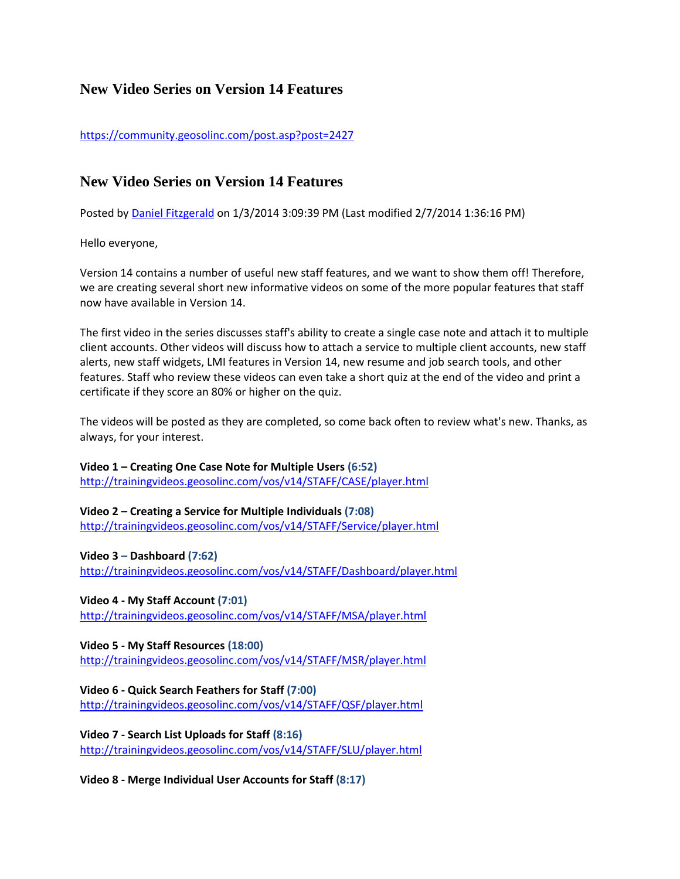# New Video Series on Version 14 Features

https://community.geosolinc.com/post.asp?post=2427

## New Video Series on Version 14 Features

Posted by Daniel Fitzgerald on 1/3/2014 3:09:39 PM (Last modified 2/7/2014 1:36:16 PM)

Hello everyone,

Version 14 contains a number of useful new staff features, and we want to show them off! Therefore, we are creating several short new informative videos on some of the more popular features that staff now have available in Version 14.

The first video in the series discusses staff's ability to create a single case note and attach it to multiple client accounts. Other videos will discuss how to attach a service to multiple client accounts, new staff alerts, new staff widgets, LMI features in Version 14, new resume and job search tools, and other features. Staff who review these videos can even take a short quiz at the end of the video and print a certificate if they score an 80% or higher on the quiz.

The videos will be posted as they are completed, so come back often to review what's new. Thanks, as always, for your interest.

**Video 1 – Creating One Case Note for Multiple Users (6:52)**
http://trainingvideos.geosolinc.com/vos/v14/STAFF/CASE/player.html

**Video 2 – Creating a Service for Multiple Individuals (7:08)**
http://trainingvideos.geosolinc.com/vos/v14/STAFF/Service/player.html

**Video 3 – Dashboard (7:62)**
http://trainingvideos.geosolinc.com/vos/v14/STAFF/Dashboard/player.html

**Video 4 - My Staff Account (7:01)**
http://trainingvideos.geosolinc.com/vos/v14/STAFF/MSA/player.html

**Video 5 - My Staff Resources (18:00)**
http://trainingvideos.geosolinc.com/vos/v14/STAFF/MSR/player.html

**Video 6 - Quick Search Feathers for Staff (7:00)**
http://trainingvideos.geosolinc.com/vos/v14/STAFF/QSF/player.html

**Video 7 - Search List Uploads for Staff (8:16)**
http://trainingvideos.geosolinc.com/vos/v14/STAFF/SLU/player.html

**Video 8 - Merge Individual User Accounts for Staff (8:17)**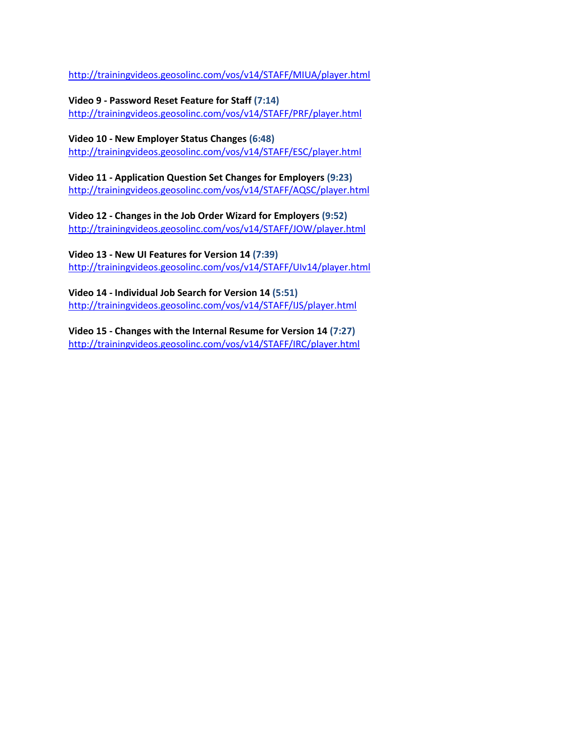http://trainingvideos.geosolinc.com/vos/v14/STAFF/MIUA/player.html

**Video 9 - Password Reset Feature for Staff (7:14)**
http://trainingvideos.geosolinc.com/vos/v14/STAFF/PRF/player.html

**Video 10 - New Employer Status Changes (6:48)**
http://trainingvideos.geosolinc.com/vos/v14/STAFF/ESC/player.html

**Video 11 - Application Question Set Changes for Employers (9:23)**
http://trainingvideos.geosolinc.com/vos/v14/STAFF/AQSC/player.html

**Video 12 - Changes in the Job Order Wizard for Employers (9:52)**
http://trainingvideos.geosolinc.com/vos/v14/STAFF/JOW/player.html

**Video 13 - New UI Features for Version 14 (7:39)**
http://trainingvideos.geosolinc.com/vos/v14/STAFF/UIv14/player.html

**Video 14 - Individual Job Search for Version 14 (5:51)**
http://trainingvideos.geosolinc.com/vos/v14/STAFF/IJS/player.html

**Video 15 - Changes with the Internal Resume for Version 14 (7:27)**
http://trainingvideos.geosolinc.com/vos/v14/STAFF/IRC/player.html